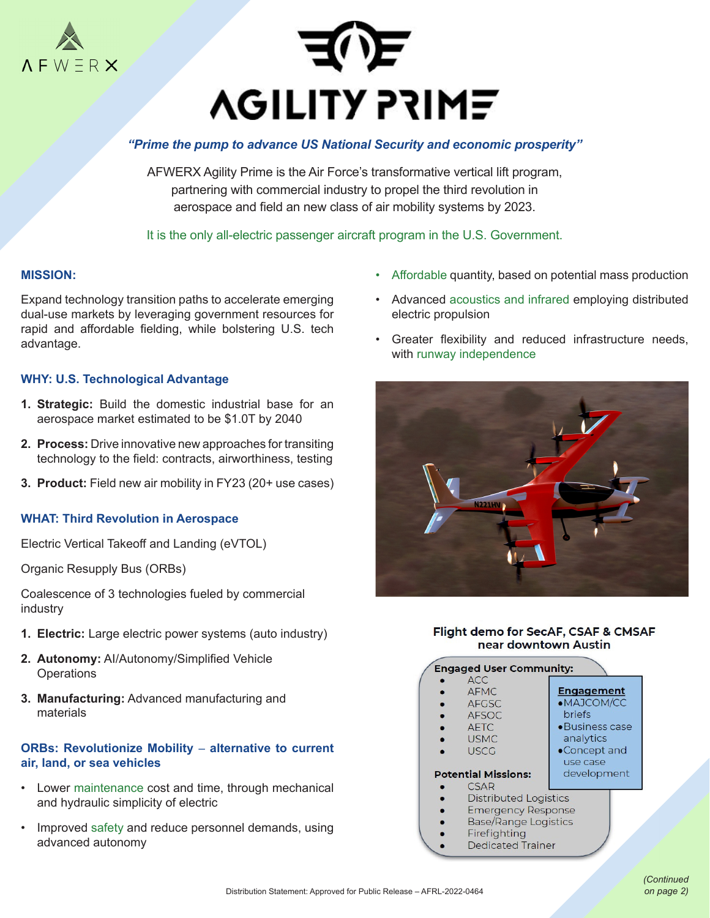AFWERX

# AGILITY PRIME

***"Prime the pump to advance US National Security and economic prosperity"***

AFWERX Agility Prime is the Air Force's transformative vertical lift program, partnering with commercial industry to propel the third revolution in aerospace and field an new class of air mobility systems by 2023.

It is the only all-electric passenger aircraft program in the U.S. Government.

## MISSION:

Expand technology transition paths to accelerate emerging dual-use markets by leveraging government resources for rapid and affordable fielding, while bolstering U.S. tech advantage.

## WHY: U.S. Technological Advantage

1. **Strategic:** Build the domestic industrial base for an aerospace market estimated to be $1.0T by 2040
2. **Process:** Drive innovative new approaches for transiting technology to the field: contracts, airworthiness, testing
3. **Product:** Field new air mobility in FY23 (20+ use cases)

## WHAT: Third Revolution in Aerospace

Electric Vertical Takeoff and Landing (eVTOL)

Organic Resupply Bus (ORBs)

Coalescence of 3 technologies fueled by commercial industry

1. **Electric:** Large electric power systems (auto industry)
2. **Autonomy:** AI/Autonomy/Simplified Vehicle Operations
3. **Manufacturing:** Advanced manufacturing and materials

## ORBs: Revolutionize Mobility – alternative to current air, land, or sea vehicles

- Lower maintenance cost and time, through mechanical and hydraulic simplicity of electric
- Improved safety and reduce personnel demands, using advanced autonomy
- Affordable quantity, based on potential mass production
- Advanced acoustics and infrared employing distributed electric propulsion
- Greater flexibility and reduced infrastructure needs, with runway independence

**Flight demo for SecAF, CSAF & CMSAF near downtown Austin**

**Engaged User Community:**

- ACC
- AFMC
- AFGSC
- AFSOC
- AETC
- USMC
- USCG

**Engagement**

- MAJCOM/CC briefs
- Business case analytics
- Concept and use case development

**Potential Missions:**

- CSAR
- Distributed Logistics
- Emergency Response
- Base/Range Logistics
- Firefighting
- Dedicated Trainer

Distribution Statement: Approved for Public Release – AFRL-2022-0464

*(Continued on page 2)*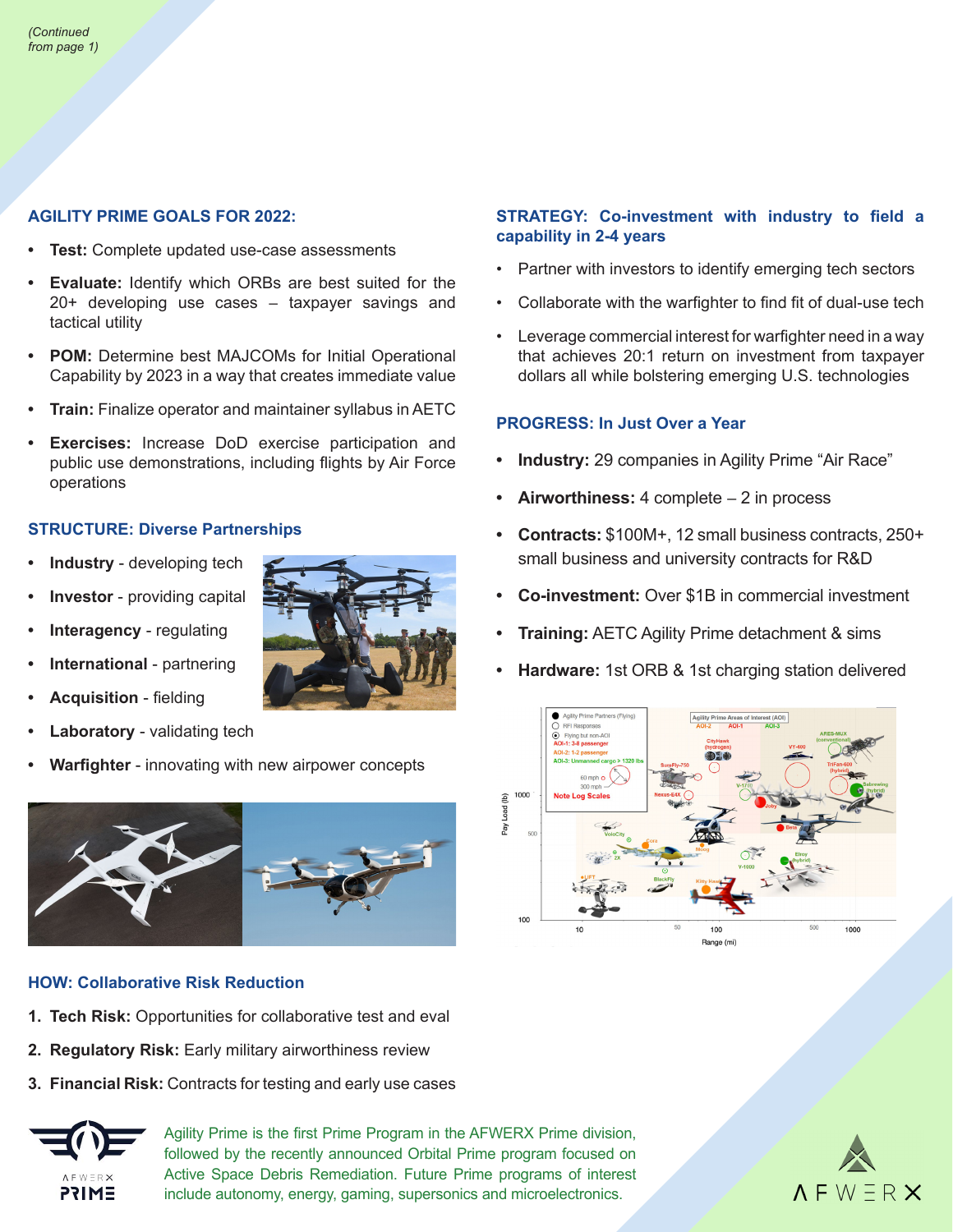*(Continued from page 1)*

## AGILITY PRIME GOALS FOR 2022:

- **Test:** Complete updated use-case assessments
- **Evaluate:** Identify which ORBs are best suited for the 20+ developing use cases – taxpayer savings and tactical utility
- **POM:** Determine best MAJCOMs for Initial Operational Capability by 2023 in a way that creates immediate value
- **Train:** Finalize operator and maintainer syllabus in AETC
- **Exercises:** Increase DoD exercise participation and public use demonstrations, including flights by Air Force operations

## STRUCTURE: Diverse Partnerships

- **Industry** - developing tech
- **Investor** - providing capital
- **Interagency** - regulating
- **International** - partnering
- **Acquisition** - fielding
- **Laboratory** - validating tech
- **Warfighter** - innovating with new airpower concepts

## HOW: Collaborative Risk Reduction

1. **Tech Risk:** Opportunities for collaborative test and eval
2. **Regulatory Risk:** Early military airworthiness review
3. **Financial Risk:** Contracts for testing and early use cases

## STRATEGY: Co-investment with industry to field a capability in 2-4 years

- Partner with investors to identify emerging tech sectors
- Collaborate with the warfighter to find fit of dual-use tech
- Leverage commercial interest for warfighter need in a way that achieves 20:1 return on investment from taxpayer dollars all while bolstering emerging U.S. technologies

## PROGRESS: In Just Over a Year

- **Industry:** 29 companies in Agility Prime "Air Race"
- **Airworthiness:** 4 complete – 2 in process
- **Contracts:** $100M+, 12 small business contracts, 250+ small business and university contracts for R&D
- **Co-investment:** Over $1B in commercial investment
- **Training:** AETC Agility Prime detachment & sims
- **Hardware:** 1st ORB & 1st charging station delivered

Agility Prime Partners (Flying)
RFI Responses
Flying but non-AOI
AOI-1: 3-8 passenger
AOI-2: 1-2 passenger
AOI-3: Unmanned cargo > 1320 lbs
60 mph
300 mph
Note Log Scales
Agility Prime Areas of Interest (AOI)
AOI-2 AOI-1 AOI-3
Pay Load (lb)
1000
500
100
Range (mi)
10
50
100
500
1000
ARES-MUX (conventional)
VT-400
CityHawk (hydrogen)
SureFly-750
TriFan-600 (hybrid)
Sabrewing (hybrid)
V-1700
Nexus-E4X
Joby
Beta
VoloCity
Cora
Moog
2X
Elroy (hybrid)
V-1000
LIFT
BlackFly
Kitty Hawk

Agility Prime is the first Prime Program in the AFWERX Prime division, followed by the recently announced Orbital Prime program focused on Active Space Debris Remediation. Future Prime programs of interest include autonomy, energy, gaming, supersonics and microelectronics.

AFWERX PRIME

AFWERX